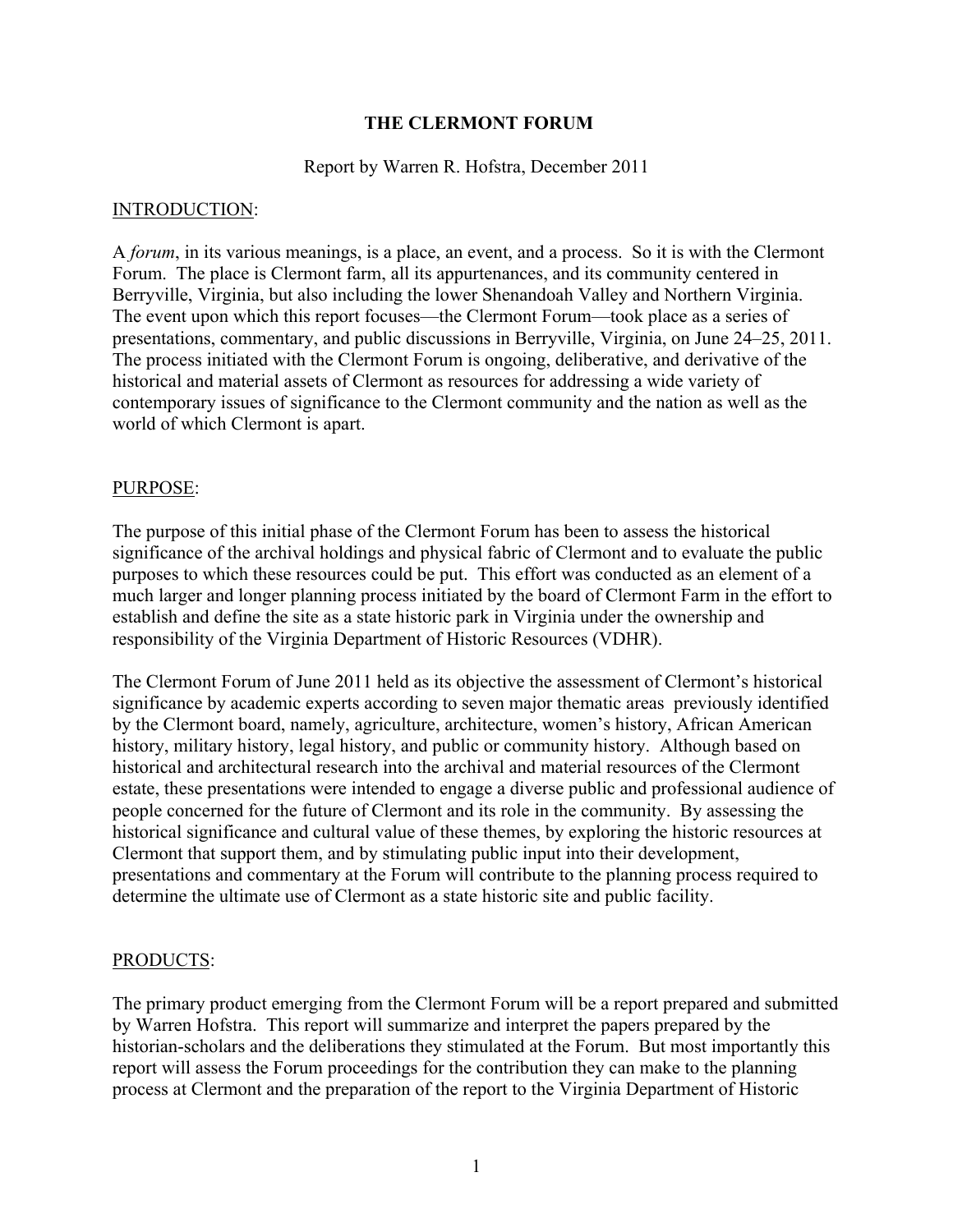# THE CLERMONT FORUM

Report by Warren R. Hofstra, December 2011

## INTRODUCTION:

A *forum*, in its various meanings, is a place, an event, and a process. So it is with the Clermont Forum. The place is Clermont farm, all its appurtenances, and its community centered in Berryville, Virginia, but also including the lower Shenandoah Valley and Northern Virginia. The event upon which this report focuses—the Clermont Forum—took place as a series of presentations, commentary, and public discussions in Berryville, Virginia, on June 24–25, 2011. The process initiated with the Clermont Forum is ongoing, deliberative, and derivative of the historical and material assets of Clermont as resources for addressing a wide variety of contemporary issues of significance to the Clermont community and the nation as well as the world of which Clermont is apart.

## PURPOSE:

The purpose of this initial phase of the Clermont Forum has been to assess the historical significance of the archival holdings and physical fabric of Clermont and to evaluate the public purposes to which these resources could be put. This effort was conducted as an element of a much larger and longer planning process initiated by the board of Clermont Farm in the effort to establish and define the site as a state historic park in Virginia under the ownership and responsibility of the Virginia Department of Historic Resources (VDHR).

The Clermont Forum of June 2011 held as its objective the assessment of Clermont's historical significance by academic experts according to seven major thematic areas previously identified by the Clermont board, namely, agriculture, architecture, women's history, African American history, military history, legal history, and public or community history. Although based on historical and architectural research into the archival and material resources of the Clermont estate, these presentations were intended to engage a diverse public and professional audience of people concerned for the future of Clermont and its role in the community. By assessing the historical significance and cultural value of these themes, by exploring the historic resources at Clermont that support them, and by stimulating public input into their development, presentations and commentary at the Forum will contribute to the planning process required to determine the ultimate use of Clermont as a state historic site and public facility.

## PRODUCTS:

The primary product emerging from the Clermont Forum will be a report prepared and submitted by Warren Hofstra. This report will summarize and interpret the papers prepared by the historian-scholars and the deliberations they stimulated at the Forum. But most importantly this report will assess the Forum proceedings for the contribution they can make to the planning process at Clermont and the preparation of the report to the Virginia Department of Historic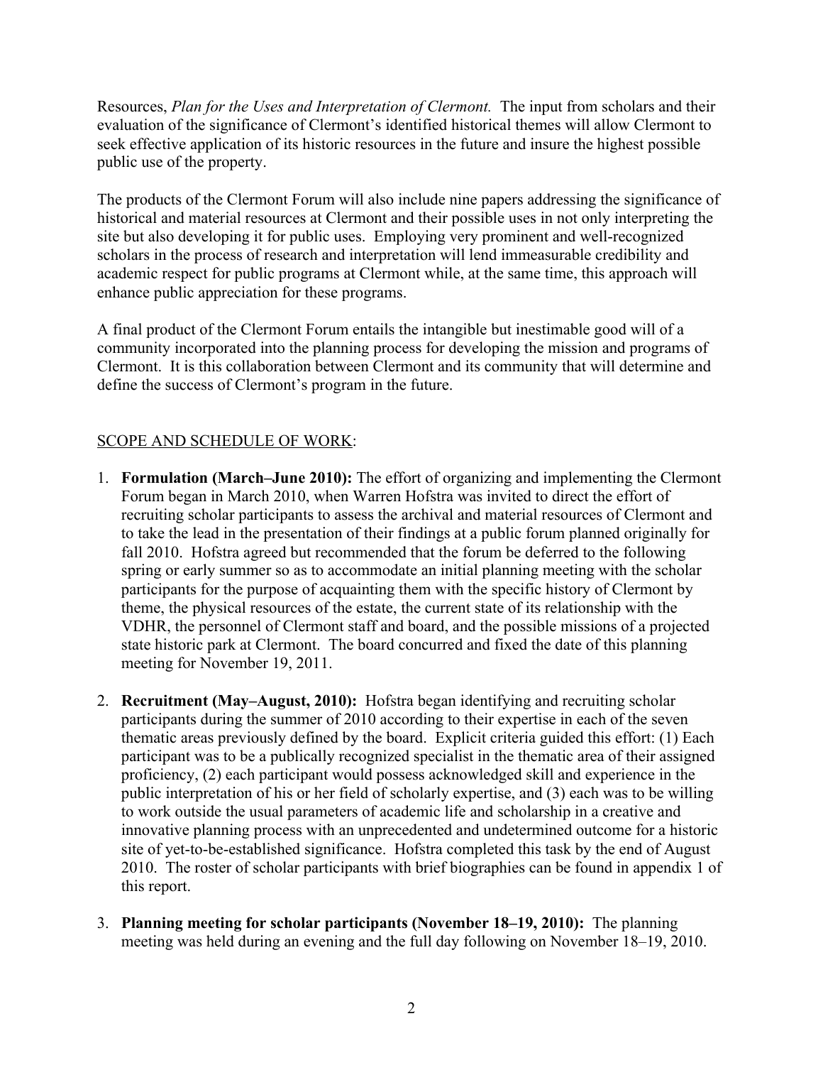Resources, *Plan for the Uses and Interpretation of Clermont.* The input from scholars and their evaluation of the significance of Clermont's identified historical themes will allow Clermont to seek effective application of its historic resources in the future and insure the highest possible public use of the property.

The products of the Clermont Forum will also include nine papers addressing the significance of historical and material resources at Clermont and their possible uses in not only interpreting the site but also developing it for public uses. Employing very prominent and well-recognized scholars in the process of research and interpretation will lend immeasurable credibility and academic respect for public programs at Clermont while, at the same time, this approach will enhance public appreciation for these programs.

A final product of the Clermont Forum entails the intangible but inestimable good will of a community incorporated into the planning process for developing the mission and programs of Clermont. It is this collaboration between Clermont and its community that will determine and define the success of Clermont's program in the future.

<u>SCOPE AND SCHEDULE OF WORK</u>:

1. **Formulation (March–June 2010):** The effort of organizing and implementing the Clermont Forum began in March 2010, when Warren Hofstra was invited to direct the effort of recruiting scholar participants to assess the archival and material resources of Clermont and to take the lead in the presentation of their findings at a public forum planned originally for fall 2010. Hofstra agreed but recommended that the forum be deferred to the following spring or early summer so as to accommodate an initial planning meeting with the scholar participants for the purpose of acquainting them with the specific history of Clermont by theme, the physical resources of the estate, the current state of its relationship with the VDHR, the personnel of Clermont staff and board, and the possible missions of a projected state historic park at Clermont. The board concurred and fixed the date of this planning meeting for November 19, 2011.

2. **Recruitment (May–August, 2010):** Hofstra began identifying and recruiting scholar participants during the summer of 2010 according to their expertise in each of the seven thematic areas previously defined by the board. Explicit criteria guided this effort: (1) Each participant was to be a publically recognized specialist in the thematic area of their assigned proficiency, (2) each participant would possess acknowledged skill and experience in the public interpretation of his or her field of scholarly expertise, and (3) each was to be willing to work outside the usual parameters of academic life and scholarship in a creative and innovative planning process with an unprecedented and undetermined outcome for a historic site of yet-to-be-established significance. Hofstra completed this task by the end of August 2010. The roster of scholar participants with brief biographies can be found in appendix 1 of this report.

3. **Planning meeting for scholar participants (November 18–19, 2010):** The planning meeting was held during an evening and the full day following on November 18–19, 2010.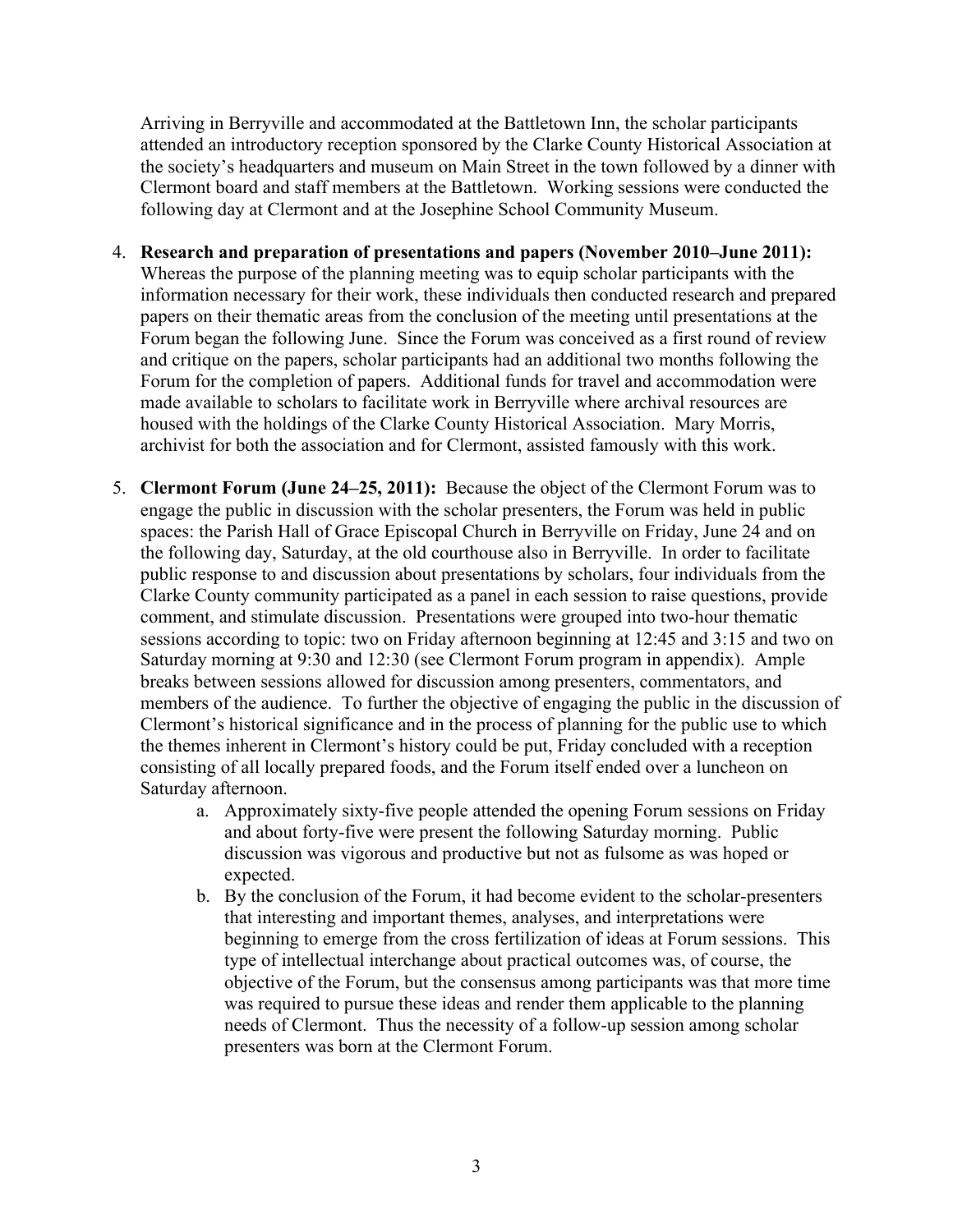Arriving in Berryville and accommodated at the Battletown Inn, the scholar participants attended an introductory reception sponsored by the Clarke County Historical Association at the society's headquarters and museum on Main Street in the town followed by a dinner with Clermont board and staff members at the Battletown. Working sessions were conducted the following day at Clermont and at the Josephine School Community Museum.

4. **Research and preparation of presentations and papers (November 2010–June 2011):** Whereas the purpose of the planning meeting was to equip scholar participants with the information necessary for their work, these individuals then conducted research and prepared papers on their thematic areas from the conclusion of the meeting until presentations at the Forum began the following June. Since the Forum was conceived as a first round of review and critique on the papers, scholar participants had an additional two months following the Forum for the completion of papers. Additional funds for travel and accommodation were made available to scholars to facilitate work in Berryville where archival resources are housed with the holdings of the Clarke County Historical Association. Mary Morris, archivist for both the association and for Clermont, assisted famously with this work.

5. **Clermont Forum (June 24–25, 2011):** Because the object of the Clermont Forum was to engage the public in discussion with the scholar presenters, the Forum was held in public spaces: the Parish Hall of Grace Episcopal Church in Berryville on Friday, June 24 and on the following day, Saturday, at the old courthouse also in Berryville. In order to facilitate public response to and discussion about presentations by scholars, four individuals from the Clarke County community participated as a panel in each session to raise questions, provide comment, and stimulate discussion. Presentations were grouped into two-hour thematic sessions according to topic: two on Friday afternoon beginning at 12:45 and 3:15 and two on Saturday morning at 9:30 and 12:30 (see Clermont Forum program in appendix). Ample breaks between sessions allowed for discussion among presenters, commentators, and members of the audience. To further the objective of engaging the public in the discussion of Clermont's historical significance and in the process of planning for the public use to which the themes inherent in Clermont's history could be put, Friday concluded with a reception consisting of all locally prepared foods, and the Forum itself ended over a luncheon on Saturday afternoon.
    a. Approximately sixty-five people attended the opening Forum sessions on Friday and about forty-five were present the following Saturday morning. Public discussion was vigorous and productive but not as fulsome as was hoped or expected.
    b. By the conclusion of the Forum, it had become evident to the scholar-presenters that interesting and important themes, analyses, and interpretations were beginning to emerge from the cross fertilization of ideas at Forum sessions. This type of intellectual interchange about practical outcomes was, of course, the objective of the Forum, but the consensus among participants was that more time was required to pursue these ideas and render them applicable to the planning needs of Clermont. Thus the necessity of a follow-up session among scholar presenters was born at the Clermont Forum.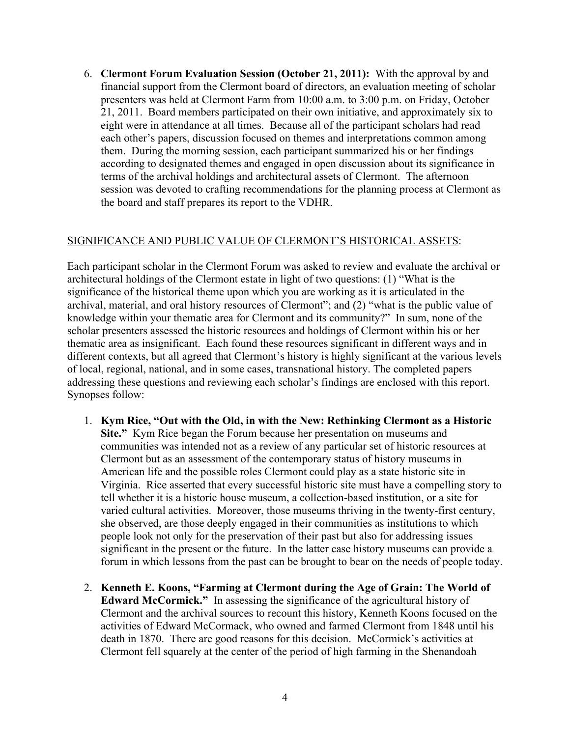6. **Clermont Forum Evaluation Session (October 21, 2011):** With the approval by and financial support from the Clermont board of directors, an evaluation meeting of scholar presenters was held at Clermont Farm from 10:00 a.m. to 3:00 p.m. on Friday, October 21, 2011. Board members participated on their own initiative, and approximately six to eight were in attendance at all times. Because all of the participant scholars had read each other's papers, discussion focused on themes and interpretations common among them. During the morning session, each participant summarized his or her findings according to designated themes and engaged in open discussion about its significance in terms of the archival holdings and architectural assets of Clermont. The afternoon session was devoted to crafting recommendations for the planning process at Clermont as the board and staff prepares its report to the VDHR.

<u>SIGNIFICANCE AND PUBLIC VALUE OF CLERMONT'S HISTORICAL ASSETS</u>:

Each participant scholar in the Clermont Forum was asked to review and evaluate the archival or architectural holdings of the Clermont estate in light of two questions: (1) "What is the significance of the historical theme upon which you are working as it is articulated in the archival, material, and oral history resources of Clermont"; and (2) "what is the public value of knowledge within your thematic area for Clermont and its community?" In sum, none of the scholar presenters assessed the historic resources and holdings of Clermont within his or her thematic area as insignificant. Each found these resources significant in different ways and in different contexts, but all agreed that Clermont's history is highly significant at the various levels of local, regional, national, and in some cases, transnational history. The completed papers addressing these questions and reviewing each scholar's findings are enclosed with this report. Synopses follow:

1. **Kym Rice, "Out with the Old, in with the New: Rethinking Clermont as a Historic Site."** Kym Rice began the Forum because her presentation on museums and communities was intended not as a review of any particular set of historic resources at Clermont but as an assessment of the contemporary status of history museums in American life and the possible roles Clermont could play as a state historic site in Virginia. Rice asserted that every successful historic site must have a compelling story to tell whether it is a historic house museum, a collection-based institution, or a site for varied cultural activities. Moreover, those museums thriving in the twenty-first century, she observed, are those deeply engaged in their communities as institutions to which people look not only for the preservation of their past but also for addressing issues significant in the present or the future. In the latter case history museums can provide a forum in which lessons from the past can be brought to bear on the needs of people today.

2. **Kenneth E. Koons, "Farming at Clermont during the Age of Grain: The World of Edward McCormick."** In assessing the significance of the agricultural history of Clermont and the archival sources to recount this history, Kenneth Koons focused on the activities of Edward McCormack, who owned and farmed Clermont from 1848 until his death in 1870. There are good reasons for this decision. McCormick's activities at Clermont fell squarely at the center of the period of high farming in the Shenandoah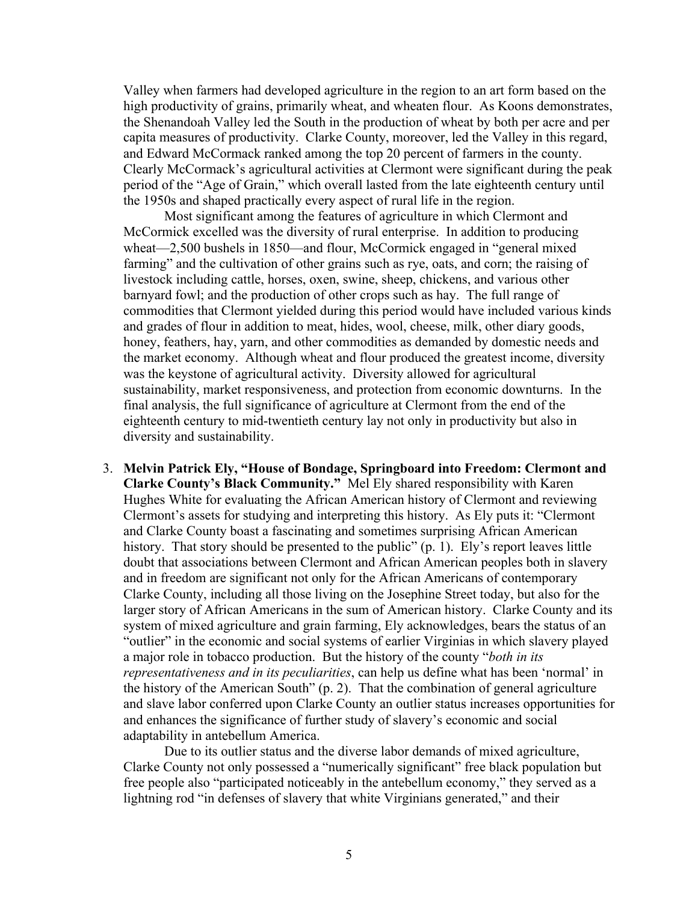Valley when farmers had developed agriculture in the region to an art form based on the high productivity of grains, primarily wheat, and wheaten flour. As Koons demonstrates, the Shenandoah Valley led the South in the production of wheat by both per acre and per capita measures of productivity. Clarke County, moreover, led the Valley in this regard, and Edward McCormack ranked among the top 20 percent of farmers in the county. Clearly McCormack's agricultural activities at Clermont were significant during the peak period of the "Age of Grain," which overall lasted from the late eighteenth century until the 1950s and shaped practically every aspect of rural life in the region.

Most significant among the features of agriculture in which Clermont and McCormick excelled was the diversity of rural enterprise. In addition to producing wheat—2,500 bushels in 1850—and flour, McCormick engaged in "general mixed farming" and the cultivation of other grains such as rye, oats, and corn; the raising of livestock including cattle, horses, oxen, swine, sheep, chickens, and various other barnyard fowl; and the production of other crops such as hay. The full range of commodities that Clermont yielded during this period would have included various kinds and grades of flour in addition to meat, hides, wool, cheese, milk, other diary goods, honey, feathers, hay, yarn, and other commodities as demanded by domestic needs and the market economy. Although wheat and flour produced the greatest income, diversity was the keystone of agricultural activity. Diversity allowed for agricultural sustainability, market responsiveness, and protection from economic downturns. In the final analysis, the full significance of agriculture at Clermont from the end of the eighteenth century to mid-twentieth century lay not only in productivity but also in diversity and sustainability.

3. **Melvin Patrick Ely, "House of Bondage, Springboard into Freedom: Clermont and Clarke County's Black Community."** Mel Ely shared responsibility with Karen Hughes White for evaluating the African American history of Clermont and reviewing Clermont's assets for studying and interpreting this history. As Ely puts it: "Clermont and Clarke County boast a fascinating and sometimes surprising African American history. That story should be presented to the public" (p. 1). Ely's report leaves little doubt that associations between Clermont and African American peoples both in slavery and in freedom are significant not only for the African Americans of contemporary Clarke County, including all those living on the Josephine Street today, but also for the larger story of African Americans in the sum of American history. Clarke County and its system of mixed agriculture and grain farming, Ely acknowledges, bears the status of an "outlier" in the economic and social systems of earlier Virginias in which slavery played a major role in tobacco production. But the history of the county "*both in its representativeness and in its peculiarities*, can help us define what has been 'normal' in the history of the American South" (p. 2). That the combination of general agriculture and slave labor conferred upon Clarke County an outlier status increases opportunities for and enhances the significance of further study of slavery's economic and social adaptability in antebellum America.

   Due to its outlier status and the diverse labor demands of mixed agriculture, Clarke County not only possessed a "numerically significant" free black population but free people also "participated noticeably in the antebellum economy," they served as a lightning rod "in defenses of slavery that white Virginians generated," and their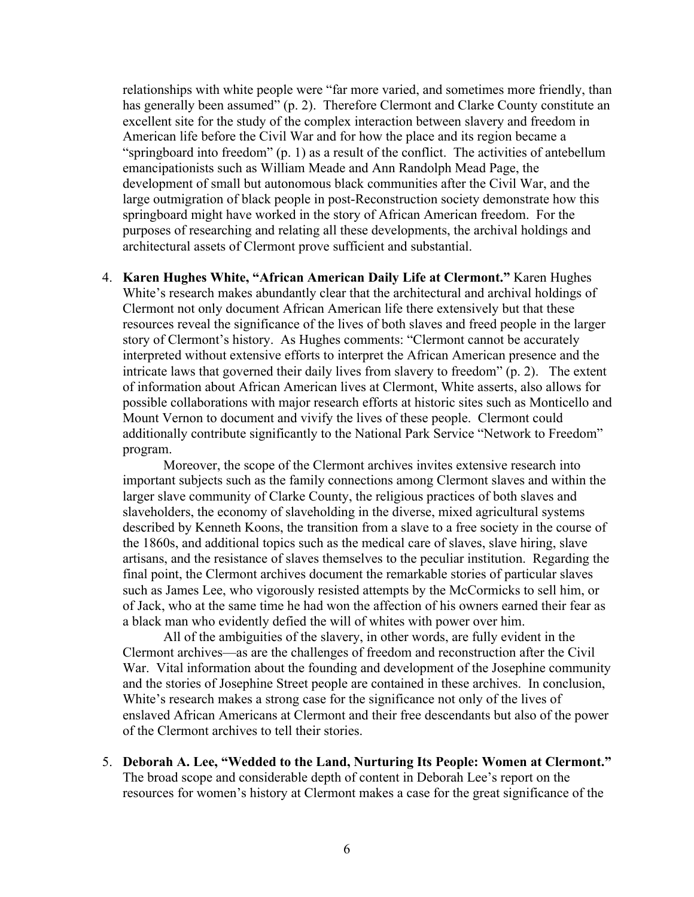relationships with white people were "far more varied, and sometimes more friendly, than has generally been assumed" (p. 2). Therefore Clermont and Clarke County constitute an excellent site for the study of the complex interaction between slavery and freedom in American life before the Civil War and for how the place and its region became a "springboard into freedom" (p. 1) as a result of the conflict. The activities of antebellum emancipationists such as William Meade and Ann Randolph Mead Page, the development of small but autonomous black communities after the Civil War, and the large outmigration of black people in post-Reconstruction society demonstrate how this springboard might have worked in the story of African American freedom. For the purposes of researching and relating all these developments, the archival holdings and architectural assets of Clermont prove sufficient and substantial.

4. **Karen Hughes White, "African American Daily Life at Clermont."** Karen Hughes White's research makes abundantly clear that the architectural and archival holdings of Clermont not only document African American life there extensively but that these resources reveal the significance of the lives of both slaves and freed people in the larger story of Clermont's history. As Hughes comments: "Clermont cannot be accurately interpreted without extensive efforts to interpret the African American presence and the intricate laws that governed their daily lives from slavery to freedom" (p. 2). The extent of information about African American lives at Clermont, White asserts, also allows for possible collaborations with major research efforts at historic sites such as Monticello and Mount Vernon to document and vivify the lives of these people. Clermont could additionally contribute significantly to the National Park Service "Network to Freedom" program.

   Moreover, the scope of the Clermont archives invites extensive research into important subjects such as the family connections among Clermont slaves and within the larger slave community of Clarke County, the religious practices of both slaves and slaveholders, the economy of slaveholding in the diverse, mixed agricultural systems described by Kenneth Koons, the transition from a slave to a free society in the course of the 1860s, and additional topics such as the medical care of slaves, slave hiring, slave artisans, and the resistance of slaves themselves to the peculiar institution. Regarding the final point, the Clermont archives document the remarkable stories of particular slaves such as James Lee, who vigorously resisted attempts by the McCormicks to sell him, or of Jack, who at the same time he had won the affection of his owners earned their fear as a black man who evidently defied the will of whites with power over him.

   All of the ambiguities of the slavery, in other words, are fully evident in the Clermont archives—as are the challenges of freedom and reconstruction after the Civil War. Vital information about the founding and development of the Josephine community and the stories of Josephine Street people are contained in these archives. In conclusion, White's research makes a strong case for the significance not only of the lives of enslaved African Americans at Clermont and their free descendants but also of the power of the Clermont archives to tell their stories.

5. **Deborah A. Lee, "Wedded to the Land, Nurturing Its People: Women at Clermont."** The broad scope and considerable depth of content in Deborah Lee's report on the resources for women's history at Clermont makes a case for the great significance of the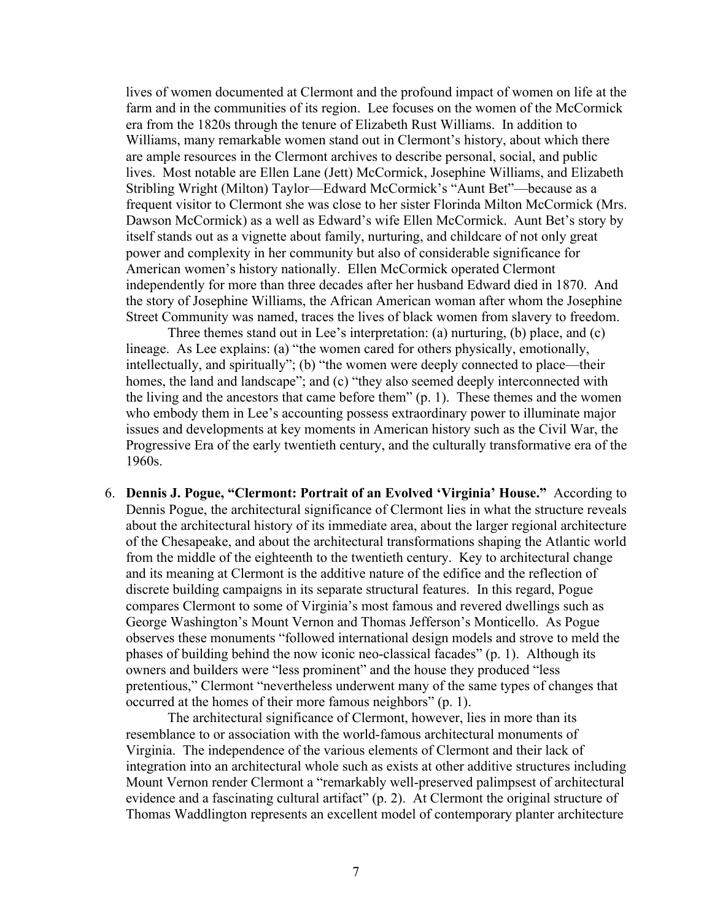lives of women documented at Clermont and the profound impact of women on life at the farm and in the communities of its region. Lee focuses on the women of the McCormick era from the 1820s through the tenure of Elizabeth Rust Williams. In addition to Williams, many remarkable women stand out in Clermont's history, about which there are ample resources in the Clermont archives to describe personal, social, and public lives. Most notable are Ellen Lane (Jett) McCormick, Josephine Williams, and Elizabeth Stribling Wright (Milton) Taylor—Edward McCormick's "Aunt Bet"—because as a frequent visitor to Clermont she was close to her sister Florinda Milton McCormick (Mrs. Dawson McCormick) as a well as Edward's wife Ellen McCormick. Aunt Bet's story by itself stands out as a vignette about family, nurturing, and childcare of not only great power and complexity in her community but also of considerable significance for American women's history nationally. Ellen McCormick operated Clermont independently for more than three decades after her husband Edward died in 1870. And the story of Josephine Williams, the African American woman after whom the Josephine Street Community was named, traces the lives of black women from slavery to freedom.

Three themes stand out in Lee's interpretation: (a) nurturing, (b) place, and (c) lineage. As Lee explains: (a) "the women cared for others physically, emotionally, intellectually, and spiritually"; (b) "the women were deeply connected to place—their homes, the land and landscape"; and (c) "they also seemed deeply interconnected with the living and the ancestors that came before them" (p. 1). These themes and the women who embody them in Lee's accounting possess extraordinary power to illuminate major issues and developments at key moments in American history such as the Civil War, the Progressive Era of the early twentieth century, and the culturally transformative era of the 1960s.

6. **Dennis J. Pogue, "Clermont: Portrait of an Evolved 'Virginia' House."** According to Dennis Pogue, the architectural significance of Clermont lies in what the structure reveals about the architectural history of its immediate area, about the larger regional architecture of the Chesapeake, and about the architectural transformations shaping the Atlantic world from the middle of the eighteenth to the twentieth century. Key to architectural change and its meaning at Clermont is the additive nature of the edifice and the reflection of discrete building campaigns in its separate structural features. In this regard, Pogue compares Clermont to some of Virginia's most famous and revered dwellings such as George Washington's Mount Vernon and Thomas Jefferson's Monticello. As Pogue observes these monuments "followed international design models and strove to meld the phases of building behind the now iconic neo-classical facades" (p. 1). Although its owners and builders were "less prominent" and the house they produced "less pretentious," Clermont "nevertheless underwent many of the same types of changes that occurred at the homes of their more famous neighbors" (p. 1).

   The architectural significance of Clermont, however, lies in more than its resemblance to or association with the world-famous architectural monuments of Virginia. The independence of the various elements of Clermont and their lack of integration into an architectural whole such as exists at other additive structures including Mount Vernon render Clermont a "remarkably well-preserved palimpsest of architectural evidence and a fascinating cultural artifact" (p. 2). At Clermont the original structure of Thomas Waddlington represents an excellent model of contemporary planter architecture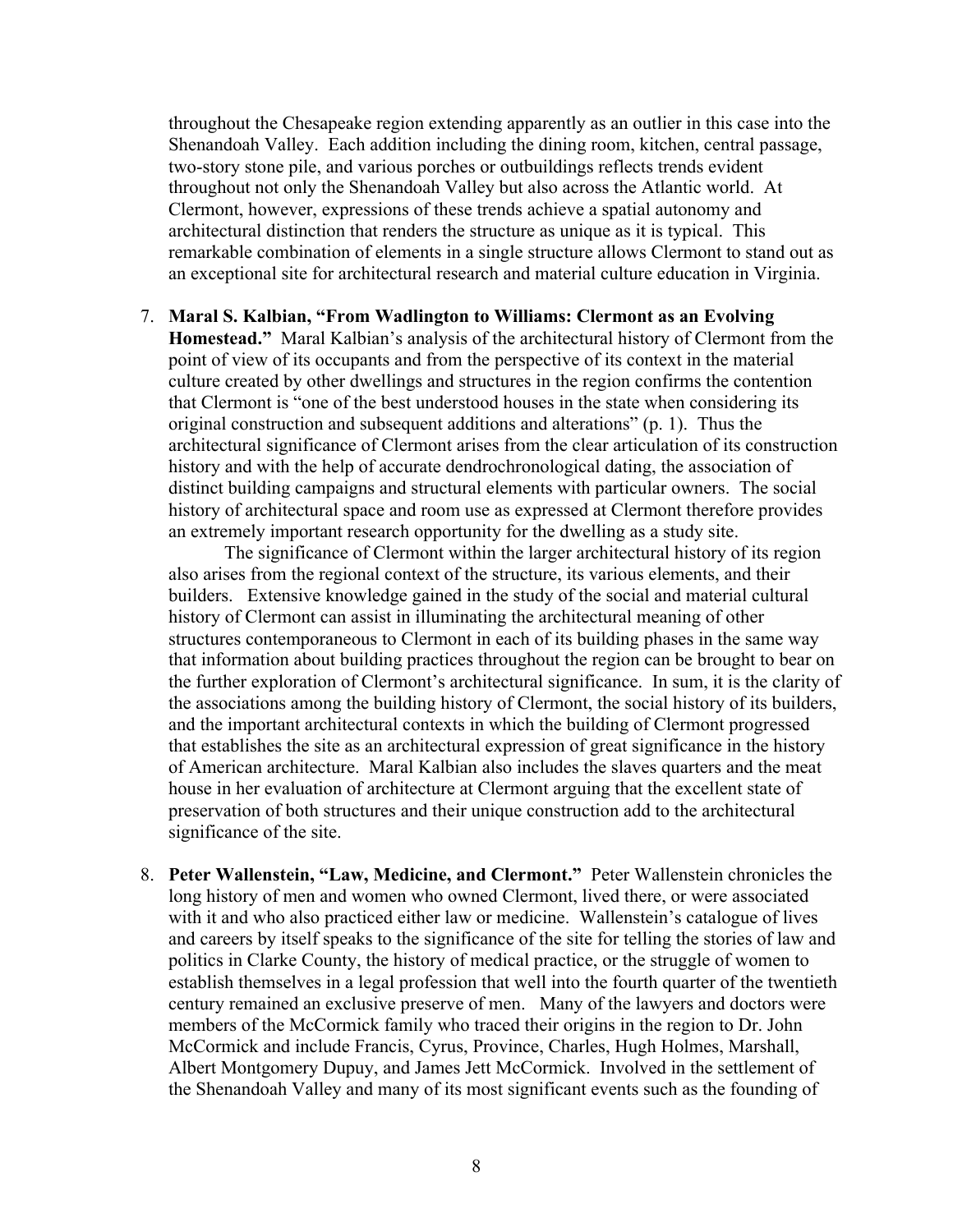throughout the Chesapeake region extending apparently as an outlier in this case into the Shenandoah Valley. Each addition including the dining room, kitchen, central passage, two-story stone pile, and various porches or outbuildings reflects trends evident throughout not only the Shenandoah Valley but also across the Atlantic world. At Clermont, however, expressions of these trends achieve a spatial autonomy and architectural distinction that renders the structure as unique as it is typical. This remarkable combination of elements in a single structure allows Clermont to stand out as an exceptional site for architectural research and material culture education in Virginia.

7. **Maral S. Kalbian, "From Wadlington to Williams: Clermont as an Evolving Homestead."** Maral Kalbian's analysis of the architectural history of Clermont from the point of view of its occupants and from the perspective of its context in the material culture created by other dwellings and structures in the region confirms the contention that Clermont is "one of the best understood houses in the state when considering its original construction and subsequent additions and alterations" (p. 1). Thus the architectural significance of Clermont arises from the clear articulation of its construction history and with the help of accurate dendrochronological dating, the association of distinct building campaigns and structural elements with particular owners. The social history of architectural space and room use as expressed at Clermont therefore provides an extremely important research opportunity for the dwelling as a study site.

   The significance of Clermont within the larger architectural history of its region also arises from the regional context of the structure, its various elements, and their builders. Extensive knowledge gained in the study of the social and material cultural history of Clermont can assist in illuminating the architectural meaning of other structures contemporaneous to Clermont in each of its building phases in the same way that information about building practices throughout the region can be brought to bear on the further exploration of Clermont's architectural significance. In sum, it is the clarity of the associations among the building history of Clermont, the social history of its builders, and the important architectural contexts in which the building of Clermont progressed that establishes the site as an architectural expression of great significance in the history of American architecture. Maral Kalbian also includes the slaves quarters and the meat house in her evaluation of architecture at Clermont arguing that the excellent state of preservation of both structures and their unique construction add to the architectural significance of the site.

8. **Peter Wallenstein, "Law, Medicine, and Clermont."** Peter Wallenstein chronicles the long history of men and women who owned Clermont, lived there, or were associated with it and who also practiced either law or medicine. Wallenstein's catalogue of lives and careers by itself speaks to the significance of the site for telling the stories of law and politics in Clarke County, the history of medical practice, or the struggle of women to establish themselves in a legal profession that well into the fourth quarter of the twentieth century remained an exclusive preserve of men. Many of the lawyers and doctors were members of the McCormick family who traced their origins in the region to Dr. John McCormick and include Francis, Cyrus, Province, Charles, Hugh Holmes, Marshall, Albert Montgomery Dupuy, and James Jett McCormick. Involved in the settlement of the Shenandoah Valley and many of its most significant events such as the founding of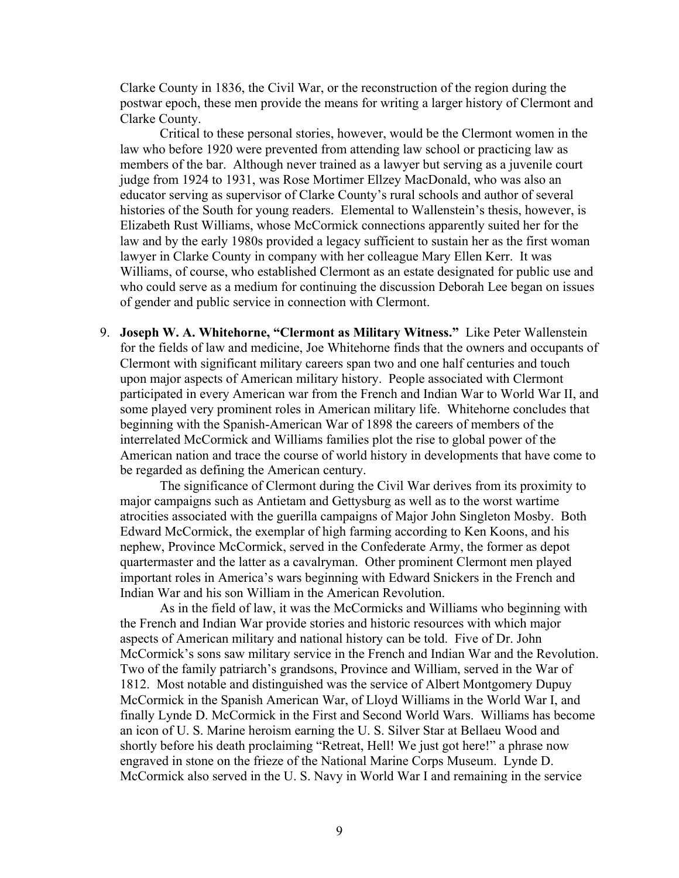Clarke County in 1836, the Civil War, or the reconstruction of the region during the postwar epoch, these men provide the means for writing a larger history of Clermont and Clarke County.

Critical to these personal stories, however, would be the Clermont women in the law who before 1920 were prevented from attending law school or practicing law as members of the bar. Although never trained as a lawyer but serving as a juvenile court judge from 1924 to 1931, was Rose Mortimer Ellzey MacDonald, who was also an educator serving as supervisor of Clarke County's rural schools and author of several histories of the South for young readers. Elemental to Wallenstein's thesis, however, is Elizabeth Rust Williams, whose McCormick connections apparently suited her for the law and by the early 1980s provided a legacy sufficient to sustain her as the first woman lawyer in Clarke County in company with her colleague Mary Ellen Kerr. It was Williams, of course, who established Clermont as an estate designated for public use and who could serve as a medium for continuing the discussion Deborah Lee began on issues of gender and public service in connection with Clermont.

9. **Joseph W. A. Whitehorne, "Clermont as Military Witness."** Like Peter Wallenstein for the fields of law and medicine, Joe Whitehorne finds that the owners and occupants of Clermont with significant military careers span two and one half centuries and touch upon major aspects of American military history. People associated with Clermont participated in every American war from the French and Indian War to World War II, and some played very prominent roles in American military life. Whitehorne concludes that beginning with the Spanish-American War of 1898 the careers of members of the interrelated McCormick and Williams families plot the rise to global power of the American nation and trace the course of world history in developments that have come to be regarded as defining the American century.

   The significance of Clermont during the Civil War derives from its proximity to major campaigns such as Antietam and Gettysburg as well as to the worst wartime atrocities associated with the guerilla campaigns of Major John Singleton Mosby. Both Edward McCormick, the exemplar of high farming according to Ken Koons, and his nephew, Province McCormick, served in the Confederate Army, the former as depot quartermaster and the latter as a cavalryman. Other prominent Clermont men played important roles in America's wars beginning with Edward Snickers in the French and Indian War and his son William in the American Revolution.

   As in the field of law, it was the McCormicks and Williams who beginning with the French and Indian War provide stories and historic resources with which major aspects of American military and national history can be told. Five of Dr. John McCormick's sons saw military service in the French and Indian War and the Revolution. Two of the family patriarch's grandsons, Province and William, served in the War of 1812. Most notable and distinguished was the service of Albert Montgomery Dupuy McCormick in the Spanish American War, of Lloyd Williams in the World War I, and finally Lynde D. McCormick in the First and Second World Wars. Williams has become an icon of U. S. Marine heroism earning the U. S. Silver Star at Bellaeu Wood and shortly before his death proclaiming "Retreat, Hell! We just got here!" a phrase now engraved in stone on the frieze of the National Marine Corps Museum. Lynde D. McCormick also served in the U. S. Navy in World War I and remaining in the service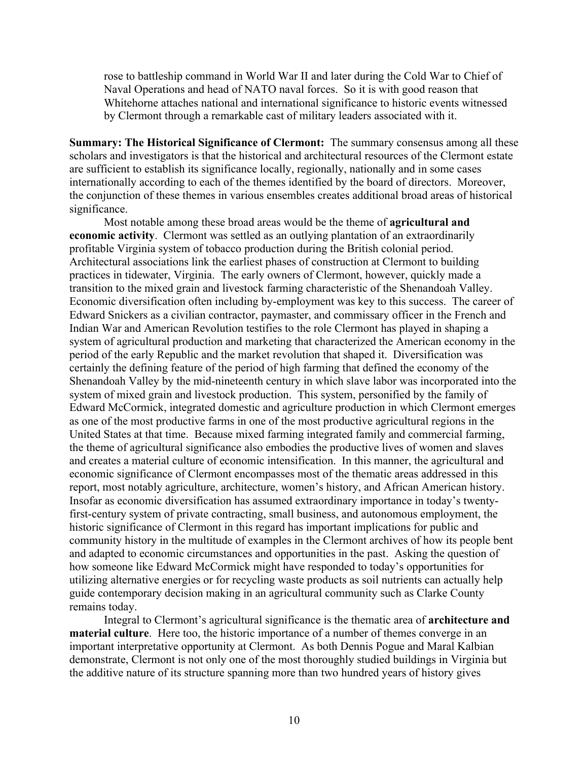rose to battleship command in World War II and later during the Cold War to Chief of Naval Operations and head of NATO naval forces. So it is with good reason that Whitehorne attaches national and international significance to historic events witnessed by Clermont through a remarkable cast of military leaders associated with it.

**Summary: The Historical Significance of Clermont:** The summary consensus among all these scholars and investigators is that the historical and architectural resources of the Clermont estate are sufficient to establish its significance locally, regionally, nationally and in some cases internationally according to each of the themes identified by the board of directors. Moreover, the conjunction of these themes in various ensembles creates additional broad areas of historical significance.

Most notable among these broad areas would be the theme of **agricultural and economic activity**. Clermont was settled as an outlying plantation of an extraordinarily profitable Virginia system of tobacco production during the British colonial period. Architectural associations link the earliest phases of construction at Clermont to building practices in tidewater, Virginia. The early owners of Clermont, however, quickly made a transition to the mixed grain and livestock farming characteristic of the Shenandoah Valley. Economic diversification often including by-employment was key to this success. The career of Edward Snickers as a civilian contractor, paymaster, and commissary officer in the French and Indian War and American Revolution testifies to the role Clermont has played in shaping a system of agricultural production and marketing that characterized the American economy in the period of the early Republic and the market revolution that shaped it. Diversification was certainly the defining feature of the period of high farming that defined the economy of the Shenandoah Valley by the mid-nineteenth century in which slave labor was incorporated into the system of mixed grain and livestock production. This system, personified by the family of Edward McCormick, integrated domestic and agriculture production in which Clermont emerges as one of the most productive farms in one of the most productive agricultural regions in the United States at that time. Because mixed farming integrated family and commercial farming, the theme of agricultural significance also embodies the productive lives of women and slaves and creates a material culture of economic intensification. In this manner, the agricultural and economic significance of Clermont encompasses most of the thematic areas addressed in this report, most notably agriculture, architecture, women's history, and African American history. Insofar as economic diversification has assumed extraordinary importance in today's twenty-first-century system of private contracting, small business, and autonomous employment, the historic significance of Clermont in this regard has important implications for public and community history in the multitude of examples in the Clermont archives of how its people bent and adapted to economic circumstances and opportunities in the past. Asking the question of how someone like Edward McCormick might have responded to today's opportunities for utilizing alternative energies or for recycling waste products as soil nutrients can actually help guide contemporary decision making in an agricultural community such as Clarke County remains today.

Integral to Clermont's agricultural significance is the thematic area of **architecture and material culture**. Here too, the historic importance of a number of themes converge in an important interpretative opportunity at Clermont. As both Dennis Pogue and Maral Kalbian demonstrate, Clermont is not only one of the most thoroughly studied buildings in Virginia but the additive nature of its structure spanning more than two hundred years of history gives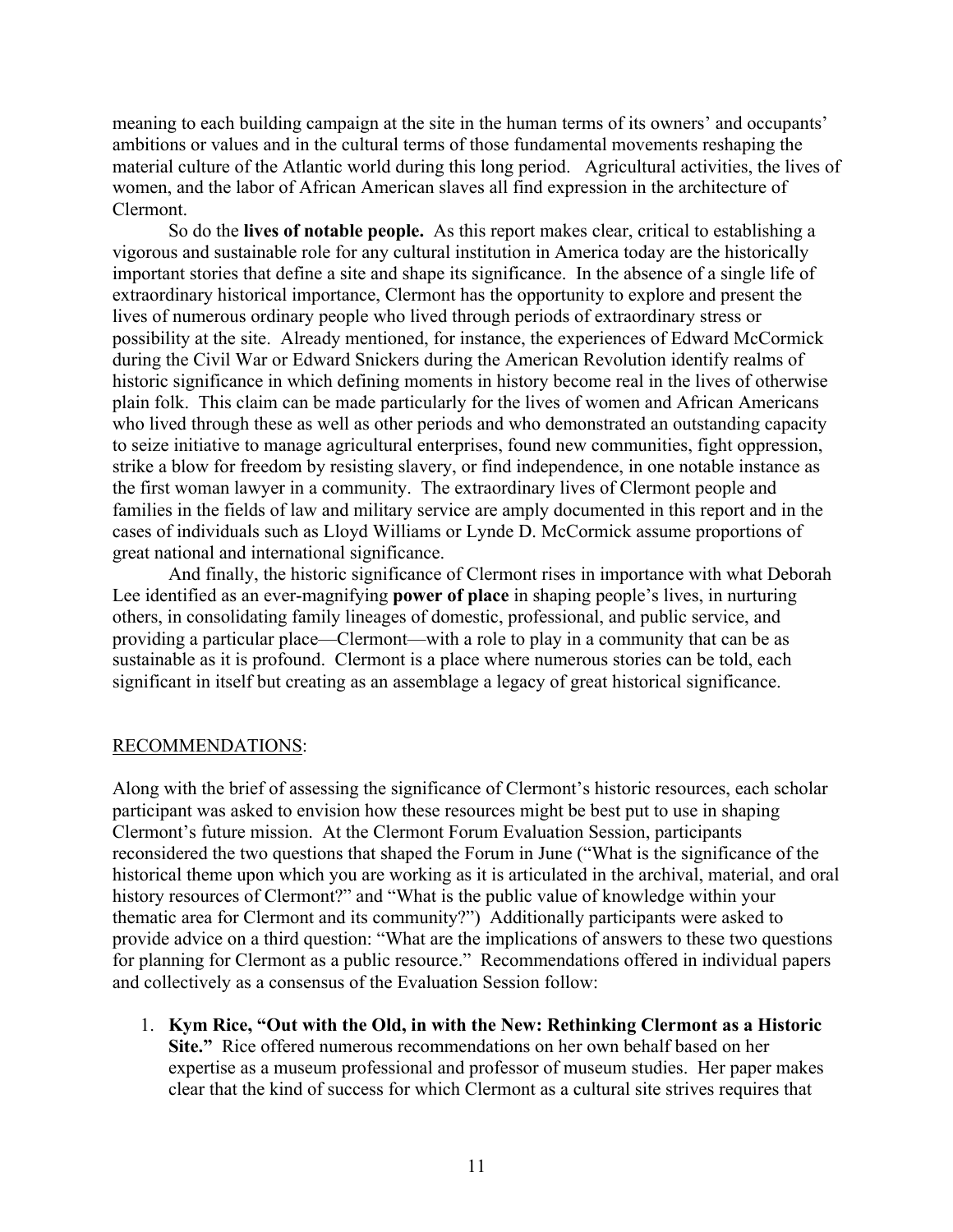meaning to each building campaign at the site in the human terms of its owners' and occupants' ambitions or values and in the cultural terms of those fundamental movements reshaping the material culture of the Atlantic world during this long period. Agricultural activities, the lives of women, and the labor of African American slaves all find expression in the architecture of Clermont.

So do the **lives of notable people.** As this report makes clear, critical to establishing a vigorous and sustainable role for any cultural institution in America today are the historically important stories that define a site and shape its significance. In the absence of a single life of extraordinary historical importance, Clermont has the opportunity to explore and present the lives of numerous ordinary people who lived through periods of extraordinary stress or possibility at the site. Already mentioned, for instance, the experiences of Edward McCormick during the Civil War or Edward Snickers during the American Revolution identify realms of historic significance in which defining moments in history become real in the lives of otherwise plain folk. This claim can be made particularly for the lives of women and African Americans who lived through these as well as other periods and who demonstrated an outstanding capacity to seize initiative to manage agricultural enterprises, found new communities, fight oppression, strike a blow for freedom by resisting slavery, or find independence, in one notable instance as the first woman lawyer in a community. The extraordinary lives of Clermont people and families in the fields of law and military service are amply documented in this report and in the cases of individuals such as Lloyd Williams or Lynde D. McCormick assume proportions of great national and international significance.

And finally, the historic significance of Clermont rises in importance with what Deborah Lee identified as an ever-magnifying **power of place** in shaping people's lives, in nurturing others, in consolidating family lineages of domestic, professional, and public service, and providing a particular place—Clermont—with a role to play in a community that can be as sustainable as it is profound. Clermont is a place where numerous stories can be told, each significant in itself but creating as an assemblage a legacy of great historical significance.

## RECOMMENDATIONS:

Along with the brief of assessing the significance of Clermont's historic resources, each scholar participant was asked to envision how these resources might be best put to use in shaping Clermont's future mission. At the Clermont Forum Evaluation Session, participants reconsidered the two questions that shaped the Forum in June ("What is the significance of the historical theme upon which you are working as it is articulated in the archival, material, and oral history resources of Clermont?" and "What is the public value of knowledge within your thematic area for Clermont and its community?") Additionally participants were asked to provide advice on a third question: "What are the implications of answers to these two questions for planning for Clermont as a public resource." Recommendations offered in individual papers and collectively as a consensus of the Evaluation Session follow:

1. **Kym Rice, "Out with the Old, in with the New: Rethinking Clermont as a Historic Site."** Rice offered numerous recommendations on her own behalf based on her expertise as a museum professional and professor of museum studies. Her paper makes clear that the kind of success for which Clermont as a cultural site strives requires that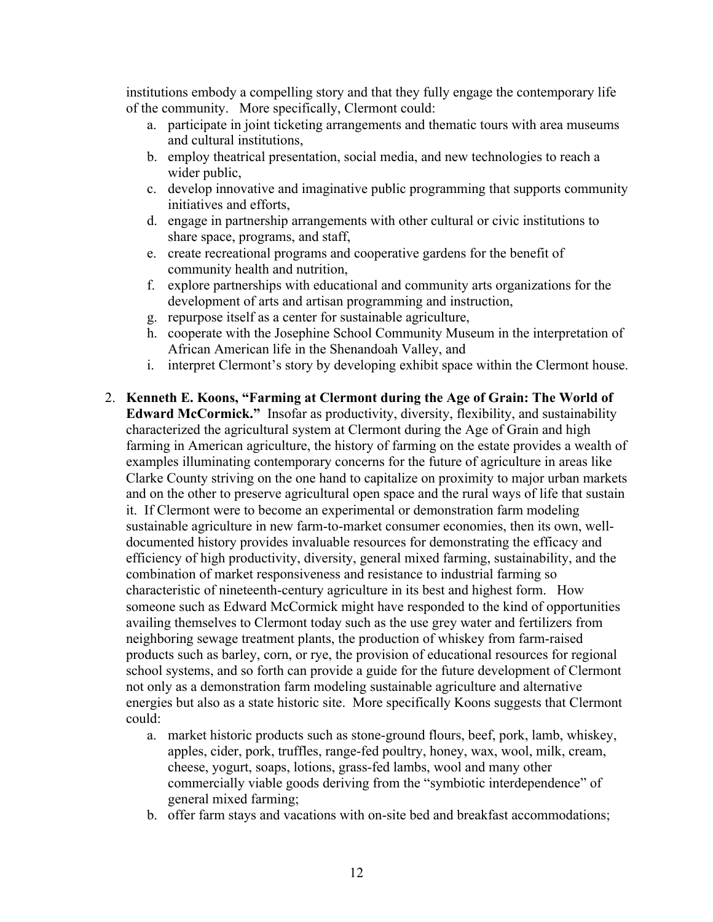institutions embody a compelling story and that they fully engage the contemporary life of the community.   More specifically, Clermont could:

   a. participate in joint ticketing arrangements and thematic tours with area museums and cultural institutions,
   b. employ theatrical presentation, social media, and new technologies to reach a wider public,
   c. develop innovative and imaginative public programming that supports community initiatives and efforts,
   d. engage in partnership arrangements with other cultural or civic institutions to share space, programs, and staff,
   e. create recreational programs and cooperative gardens for the benefit of community health and nutrition,
   f. explore partnerships with educational and community arts organizations for the development of arts and artisan programming and instruction,
   g. repurpose itself as a center for sustainable agriculture,
   h. cooperate with the Josephine School Community Museum in the interpretation of African American life in the Shenandoah Valley, and
   i. interpret Clermont's story by developing exhibit space within the Clermont house.

2. **Kenneth E. Koons, "Farming at Clermont during the Age of Grain: The World of Edward McCormick."**  Insofar as productivity, diversity, flexibility, and sustainability characterized the agricultural system at Clermont during the Age of Grain and high farming in American agriculture, the history of farming on the estate provides a wealth of examples illuminating contemporary concerns for the future of agriculture in areas like Clarke County striving on the one hand to capitalize on proximity to major urban markets and on the other to preserve agricultural open space and the rural ways of life that sustain it.  If Clermont were to become an experimental or demonstration farm modeling sustainable agriculture in new farm-to-market consumer economies, then its own, well-documented history provides invaluable resources for demonstrating the efficacy and efficiency of high productivity, diversity, general mixed farming, sustainability, and the combination of market responsiveness and resistance to industrial farming so characteristic of nineteenth-century agriculture in its best and highest form.   How someone such as Edward McCormick might have responded to the kind of opportunities availing themselves to Clermont today such as the use grey water and fertilizers from neighboring sewage treatment plants, the production of whiskey from farm-raised products such as barley, corn, or rye, the provision of educational resources for regional school systems, and so forth can provide a guide for the future development of Clermont not only as a demonstration farm modeling sustainable agriculture and alternative energies but also as a state historic site.  More specifically Koons suggests that Clermont could:

   a. market historic products such as stone-ground flours, beef, pork, lamb, whiskey, apples, cider, pork, truffles, range-fed poultry, honey, wax, wool, milk, cream, cheese, yogurt, soaps, lotions, grass-fed lambs, wool and many other commercially viable goods deriving from the "symbiotic interdependence" of general mixed farming;
   b. offer farm stays and vacations with on-site bed and breakfast accommodations;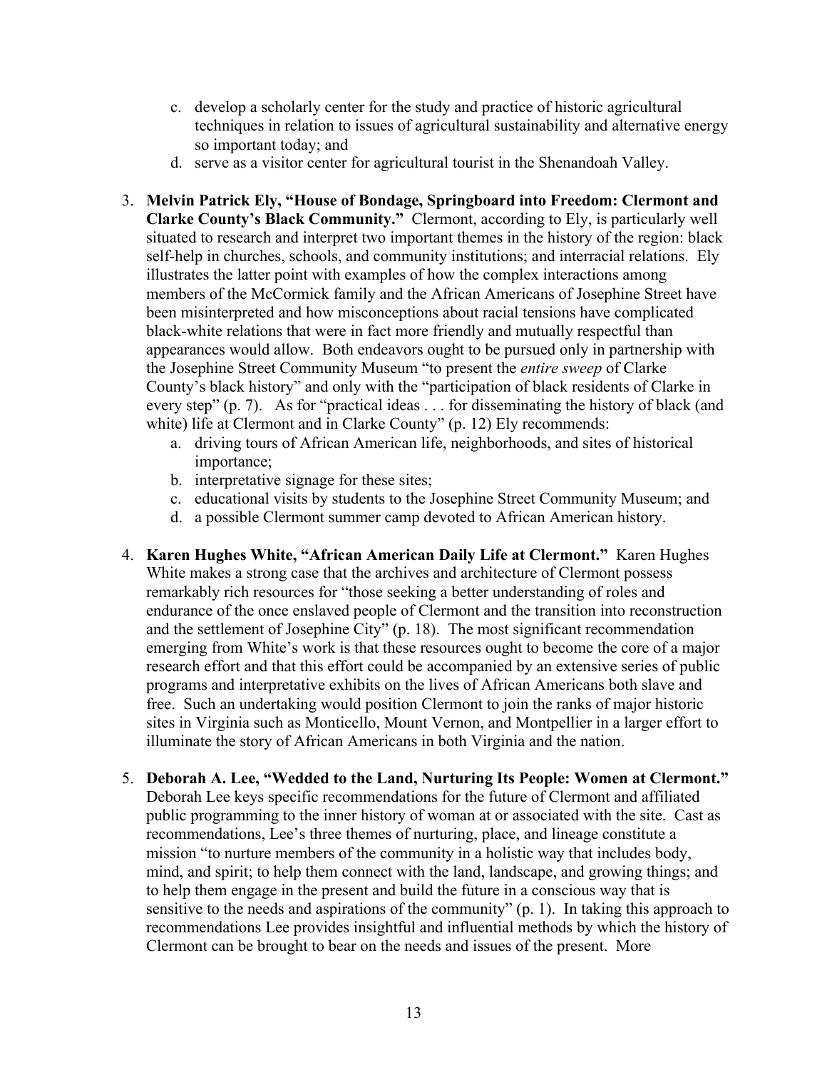c. develop a scholarly center for the study and practice of historic agricultural techniques in relation to issues of agricultural sustainability and alternative energy so important today; and
   d. serve as a visitor center for agricultural tourist in the Shenandoah Valley.

3. **Melvin Patrick Ely, "House of Bondage, Springboard into Freedom: Clermont and Clarke County's Black Community."** Clermont, according to Ely, is particularly well situated to research and interpret two important themes in the history of the region: black self-help in churches, schools, and community institutions; and interracial relations. Ely illustrates the latter point with examples of how the complex interactions among members of the McCormick family and the African Americans of Josephine Street have been misinterpreted and how misconceptions about racial tensions have complicated black-white relations that were in fact more friendly and mutually respectful than appearances would allow. Both endeavors ought to be pursued only in partnership with the Josephine Street Community Museum "to present the *entire sweep* of Clarke County's black history" and only with the "participation of black residents of Clarke in every step" (p. 7). As for "practical ideas . . . for disseminating the history of black (and white) life at Clermont and in Clarke County" (p. 12) Ely recommends:
   a. driving tours of African American life, neighborhoods, and sites of historical importance;
   b. interpretative signage for these sites;
   c. educational visits by students to the Josephine Street Community Museum; and
   d. a possible Clermont summer camp devoted to African American history.

4. **Karen Hughes White, "African American Daily Life at Clermont."** Karen Hughes White makes a strong case that the archives and architecture of Clermont possess remarkably rich resources for "those seeking a better understanding of roles and endurance of the once enslaved people of Clermont and the transition into reconstruction and the settlement of Josephine City" (p. 18). The most significant recommendation emerging from White's work is that these resources ought to become the core of a major research effort and that this effort could be accompanied by an extensive series of public programs and interpretative exhibits on the lives of African Americans both slave and free. Such an undertaking would position Clermont to join the ranks of major historic sites in Virginia such as Monticello, Mount Vernon, and Montpellier in a larger effort to illuminate the story of African Americans in both Virginia and the nation.

5. **Deborah A. Lee, "Wedded to the Land, Nurturing Its People: Women at Clermont."** Deborah Lee keys specific recommendations for the future of Clermont and affiliated public programming to the inner history of woman at or associated with the site. Cast as recommendations, Lee's three themes of nurturing, place, and lineage constitute a mission "to nurture members of the community in a holistic way that includes body, mind, and spirit; to help them connect with the land, landscape, and growing things; and to help them engage in the present and build the future in a conscious way that is sensitive to the needs and aspirations of the community" (p. 1). In taking this approach to recommendations Lee provides insightful and influential methods by which the history of Clermont can be brought to bear on the needs and issues of the present. More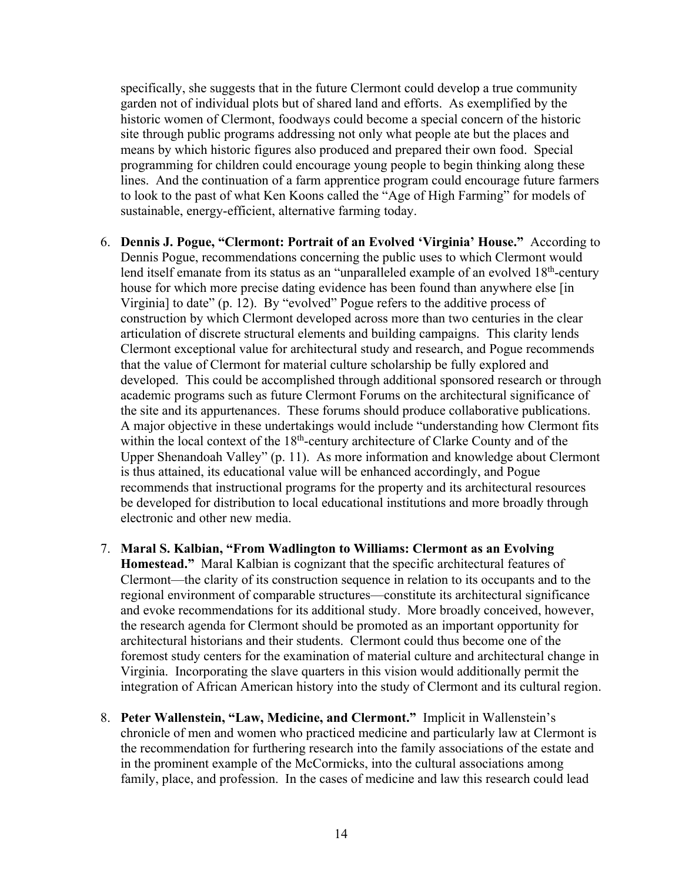specifically, she suggests that in the future Clermont could develop a true community garden not of individual plots but of shared land and efforts. As exemplified by the historic women of Clermont, foodways could become a special concern of the historic site through public programs addressing not only what people ate but the places and means by which historic figures also produced and prepared their own food. Special programming for children could encourage young people to begin thinking along these lines. And the continuation of a farm apprentice program could encourage future farmers to look to the past of what Ken Koons called the "Age of High Farming" for models of sustainable, energy-efficient, alternative farming today.

6. **Dennis J. Pogue, "Clermont: Portrait of an Evolved 'Virginia' House."** According to Dennis Pogue, recommendations concerning the public uses to which Clermont would lend itself emanate from its status as an "unparalleled example of an evolved 18th-century house for which more precise dating evidence has been found than anywhere else [in Virginia] to date" (p. 12). By "evolved" Pogue refers to the additive process of construction by which Clermont developed across more than two centuries in the clear articulation of discrete structural elements and building campaigns. This clarity lends Clermont exceptional value for architectural study and research, and Pogue recommends that the value of Clermont for material culture scholarship be fully explored and developed. This could be accomplished through additional sponsored research or through academic programs such as future Clermont Forums on the architectural significance of the site and its appurtenances. These forums should produce collaborative publications. A major objective in these undertakings would include "understanding how Clermont fits within the local context of the 18th-century architecture of Clarke County and of the Upper Shenandoah Valley" (p. 11). As more information and knowledge about Clermont is thus attained, its educational value will be enhanced accordingly, and Pogue recommends that instructional programs for the property and its architectural resources be developed for distribution to local educational institutions and more broadly through electronic and other new media.

7. **Maral S. Kalbian, "From Wadlington to Williams: Clermont as an Evolving Homestead."** Maral Kalbian is cognizant that the specific architectural features of Clermont—the clarity of its construction sequence in relation to its occupants and to the regional environment of comparable structures—constitute its architectural significance and evoke recommendations for its additional study. More broadly conceived, however, the research agenda for Clermont should be promoted as an important opportunity for architectural historians and their students. Clermont could thus become one of the foremost study centers for the examination of material culture and architectural change in Virginia. Incorporating the slave quarters in this vision would additionally permit the integration of African American history into the study of Clermont and its cultural region.

8. **Peter Wallenstein, "Law, Medicine, and Clermont."** Implicit in Wallenstein's chronicle of men and women who practiced medicine and particularly law at Clermont is the recommendation for furthering research into the family associations of the estate and in the prominent example of the McCormicks, into the cultural associations among family, place, and profession. In the cases of medicine and law this research could lead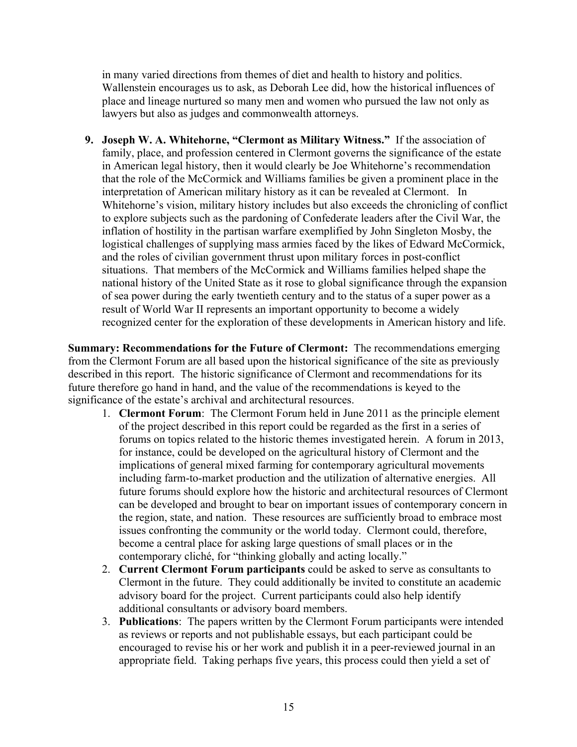in many varied directions from themes of diet and health to history and politics. Wallenstein encourages us to ask, as Deborah Lee did, how the historical influences of place and lineage nurtured so many men and women who pursued the law not only as lawyers but also as judges and commonwealth attorneys.

9. **Joseph W. A. Whitehorne, "Clermont as Military Witness."** If the association of family, place, and profession centered in Clermont governs the significance of the estate in American legal history, then it would clearly be Joe Whitehorne's recommendation that the role of the McCormick and Williams families be given a prominent place in the interpretation of American military history as it can be revealed at Clermont. In Whitehorne's vision, military history includes but also exceeds the chronicling of conflict to explore subjects such as the pardoning of Confederate leaders after the Civil War, the inflation of hostility in the partisan warfare exemplified by John Singleton Mosby, the logistical challenges of supplying mass armies faced by the likes of Edward McCormick, and the roles of civilian government thrust upon military forces in post-conflict situations. That members of the McCormick and Williams families helped shape the national history of the United State as it rose to global significance through the expansion of sea power during the early twentieth century and to the status of a super power as a result of World War II represents an important opportunity to become a widely recognized center for the exploration of these developments in American history and life.

**Summary: Recommendations for the Future of Clermont:** The recommendations emerging from the Clermont Forum are all based upon the historical significance of the site as previously described in this report. The historic significance of Clermont and recommendations for its future therefore go hand in hand, and the value of the recommendations is keyed to the significance of the estate's archival and architectural resources.

1. **Clermont Forum**: The Clermont Forum held in June 2011 as the principle element of the project described in this report could be regarded as the first in a series of forums on topics related to the historic themes investigated herein. A forum in 2013, for instance, could be developed on the agricultural history of Clermont and the implications of general mixed farming for contemporary agricultural movements including farm-to-market production and the utilization of alternative energies. All future forums should explore how the historic and architectural resources of Clermont can be developed and brought to bear on important issues of contemporary concern in the region, state, and nation. These resources are sufficiently broad to embrace most issues confronting the community or the world today. Clermont could, therefore, become a central place for asking large questions of small places or in the contemporary cliché, for "thinking globally and acting locally."
2. **Current Clermont Forum participants** could be asked to serve as consultants to Clermont in the future. They could additionally be invited to constitute an academic advisory board for the project. Current participants could also help identify additional consultants or advisory board members.
3. **Publications**: The papers written by the Clermont Forum participants were intended as reviews or reports and not publishable essays, but each participant could be encouraged to revise his or her work and publish it in a peer-reviewed journal in an appropriate field. Taking perhaps five years, this process could then yield a set of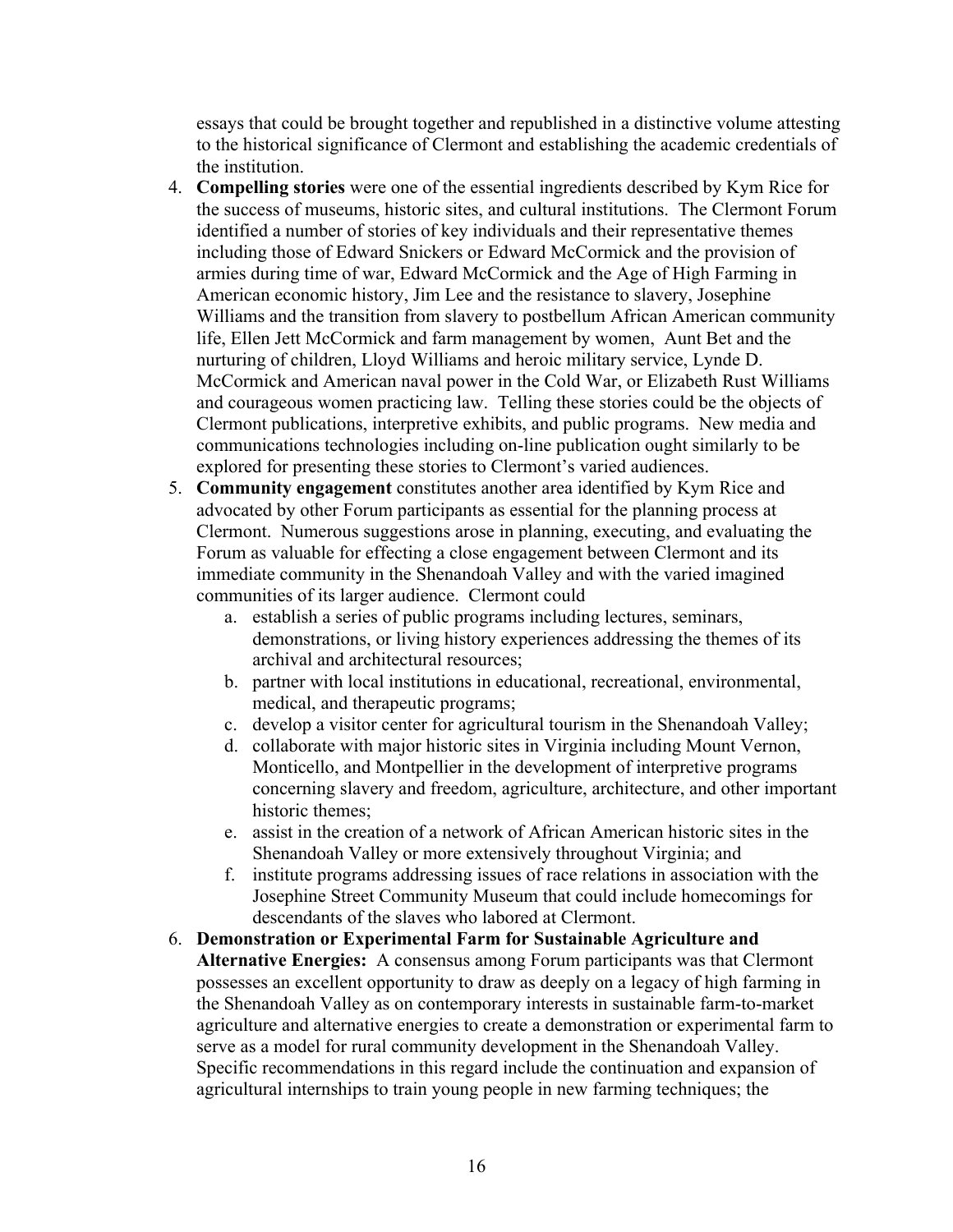essays that could be brought together and republished in a distinctive volume attesting to the historical significance of Clermont and establishing the academic credentials of the institution.

4. **Compelling stories** were one of the essential ingredients described by Kym Rice for the success of museums, historic sites, and cultural institutions. The Clermont Forum identified a number of stories of key individuals and their representative themes including those of Edward Snickers or Edward McCormick and the provision of armies during time of war, Edward McCormick and the Age of High Farming in American economic history, Jim Lee and the resistance to slavery, Josephine Williams and the transition from slavery to postbellum African American community life, Ellen Jett McCormick and farm management by women, Aunt Bet and the nurturing of children, Lloyd Williams and heroic military service, Lynde D. McCormick and American naval power in the Cold War, or Elizabeth Rust Williams and courageous women practicing law. Telling these stories could be the objects of Clermont publications, interpretive exhibits, and public programs. New media and communications technologies including on-line publication ought similarly to be explored for presenting these stories to Clermont's varied audiences.
5. **Community engagement** constitutes another area identified by Kym Rice and advocated by other Forum participants as essential for the planning process at Clermont. Numerous suggestions arose in planning, executing, and evaluating the Forum as valuable for effecting a close engagement between Clermont and its immediate community in the Shenandoah Valley and with the varied imagined communities of its larger audience. Clermont could
    a. establish a series of public programs including lectures, seminars, demonstrations, or living history experiences addressing the themes of its archival and architectural resources;
    b. partner with local institutions in educational, recreational, environmental, medical, and therapeutic programs;
    c. develop a visitor center for agricultural tourism in the Shenandoah Valley;
    d. collaborate with major historic sites in Virginia including Mount Vernon, Monticello, and Montpellier in the development of interpretive programs concerning slavery and freedom, agriculture, architecture, and other important historic themes;
    e. assist in the creation of a network of African American historic sites in the Shenandoah Valley or more extensively throughout Virginia; and
    f. institute programs addressing issues of race relations in association with the Josephine Street Community Museum that could include homecomings for descendants of the slaves who labored at Clermont.
6. **Demonstration or Experimental Farm for Sustainable Agriculture and Alternative Energies:** A consensus among Forum participants was that Clermont possesses an excellent opportunity to draw as deeply on a legacy of high farming in the Shenandoah Valley as on contemporary interests in sustainable farm-to-market agriculture and alternative energies to create a demonstration or experimental farm to serve as a model for rural community development in the Shenandoah Valley. Specific recommendations in this regard include the continuation and expansion of agricultural internships to train young people in new farming techniques; the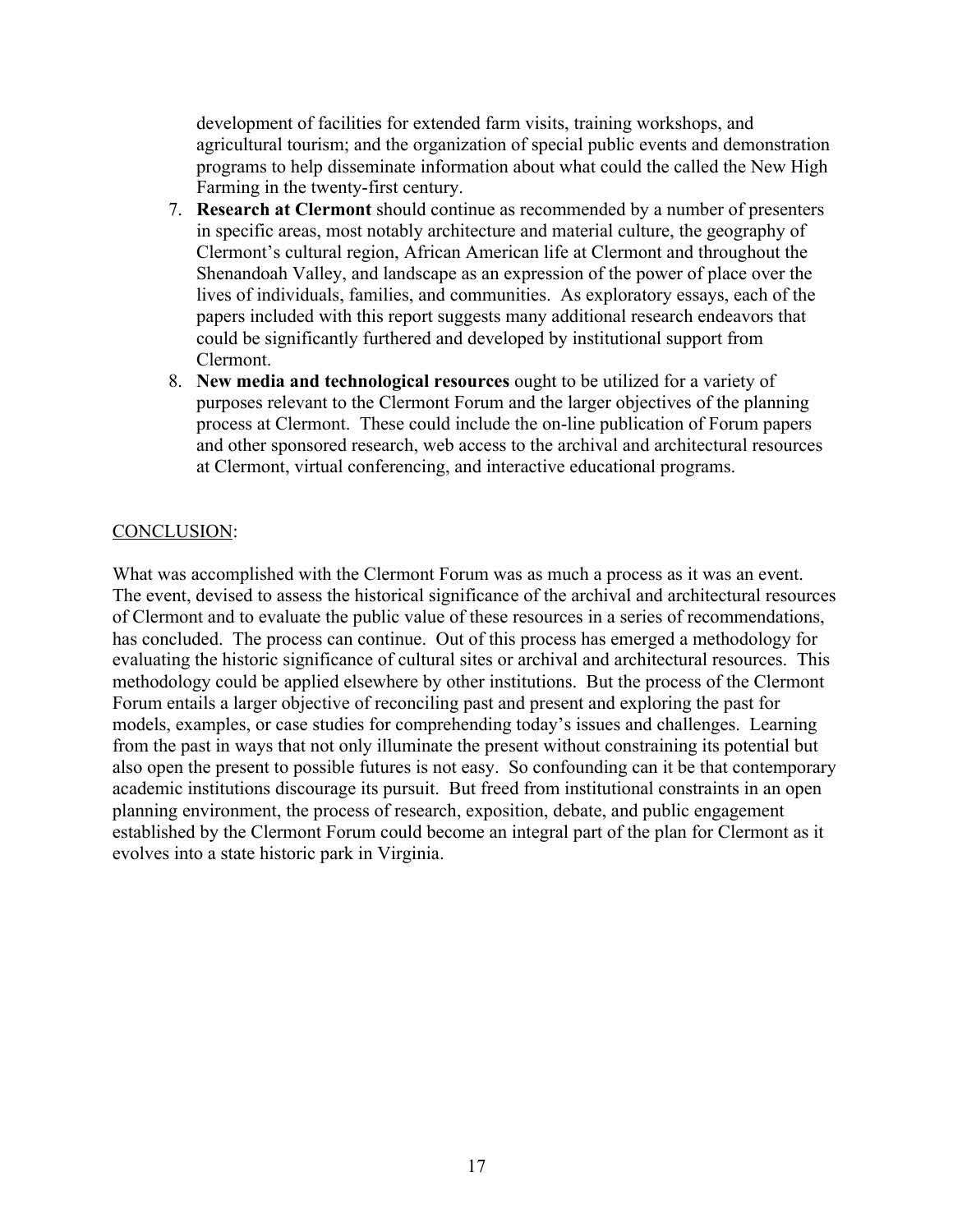development of facilities for extended farm visits, training workshops, and agricultural tourism; and the organization of special public events and demonstration programs to help disseminate information about what could the called the New High Farming in the twenty-first century.

7. **Research at Clermont** should continue as recommended by a number of presenters in specific areas, most notably architecture and material culture, the geography of Clermont's cultural region, African American life at Clermont and throughout the Shenandoah Valley, and landscape as an expression of the power of place over the lives of individuals, families, and communities. As exploratory essays, each of the papers included with this report suggests many additional research endeavors that could be significantly furthered and developed by institutional support from Clermont.
8. **New media and technological resources** ought to be utilized for a variety of purposes relevant to the Clermont Forum and the larger objectives of the planning process at Clermont. These could include the on-line publication of Forum papers and other sponsored research, web access to the archival and architectural resources at Clermont, virtual conferencing, and interactive educational programs.

<u>CONCLUSION</u>:

What was accomplished with the Clermont Forum was as much a process as it was an event. The event, devised to assess the historical significance of the archival and architectural resources of Clermont and to evaluate the public value of these resources in a series of recommendations, has concluded. The process can continue. Out of this process has emerged a methodology for evaluating the historic significance of cultural sites or archival and architectural resources. This methodology could be applied elsewhere by other institutions. But the process of the Clermont Forum entails a larger objective of reconciling past and present and exploring the past for models, examples, or case studies for comprehending today's issues and challenges. Learning from the past in ways that not only illuminate the present without constraining its potential but also open the present to possible futures is not easy. So confounding can it be that contemporary academic institutions discourage its pursuit. But freed from institutional constraints in an open planning environment, the process of research, exposition, debate, and public engagement established by the Clermont Forum could become an integral part of the plan for Clermont as it evolves into a state historic park in Virginia.